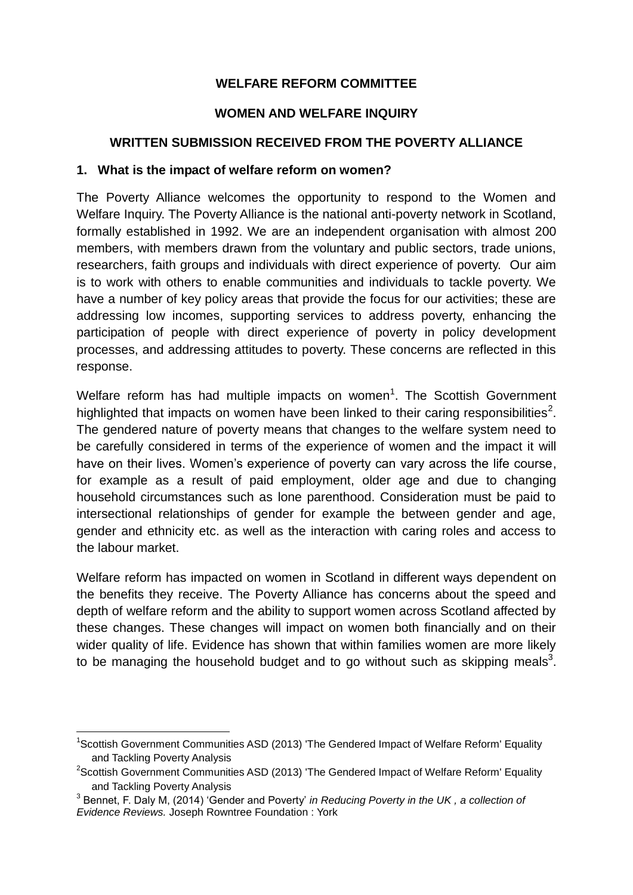**WELFARE REFORM COMMITTEE**

**WOMEN AND WELFARE INQUIRY**

**WRITTEN SUBMISSION RECEIVED FROM THE POVERTY ALLIANCE**

## 1. What is the impact of welfare reform on women?

The Poverty Alliance welcomes the opportunity to respond to the Women and Welfare Inquiry. The Poverty Alliance is the national anti-poverty network in Scotland, formally established in 1992. We are an independent organisation with almost 200 members, with members drawn from the voluntary and public sectors, trade unions, researchers, faith groups and individuals with direct experience of poverty. Our aim is to work with others to enable communities and individuals to tackle poverty. We have a number of key policy areas that provide the focus for our activities; these are addressing low incomes, supporting services to address poverty, enhancing the participation of people with direct experience of poverty in policy development processes, and addressing attitudes to poverty. These concerns are reflected in this response.

Welfare reform has had multiple impacts on women[1]. The Scottish Government highlighted that impacts on women have been linked to their caring responsibilities[2]. The gendered nature of poverty means that changes to the welfare system need to be carefully considered in terms of the experience of women and the impact it will have on their lives. Women's experience of poverty can vary across the life course, for example as a result of paid employment, older age and due to changing household circumstances such as lone parenthood. Consideration must be paid to intersectional relationships of gender for example the between gender and age, gender and ethnicity etc. as well as the interaction with caring roles and access to the labour market.

Welfare reform has impacted on women in Scotland in different ways dependent on the benefits they receive. The Poverty Alliance has concerns about the speed and depth of welfare reform and the ability to support women across Scotland affected by these changes. These changes will impact on women both financially and on their wider quality of life. Evidence has shown that within families women are more likely to be managing the household budget and to go without such as skipping meals[3].

---

[1] Scottish Government Communities ASD (2013) 'The Gendered Impact of Welfare Reform' Equality and Tackling Poverty Analysis

[2] Scottish Government Communities ASD (2013) 'The Gendered Impact of Welfare Reform' Equality and Tackling Poverty Analysis

[3] Bennet, F. Daly M, (2014) 'Gender and Poverty' *in Reducing Poverty in the UK , a collection of Evidence Reviews.* Joseph Rowntree Foundation : York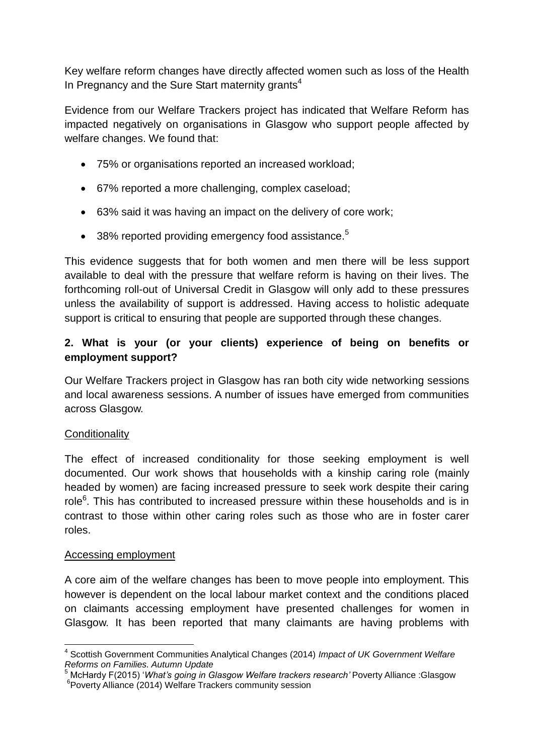Key welfare reform changes have directly affected women such as loss of the Health In Pregnancy and the Sure Start maternity grants[4]

Evidence from our Welfare Trackers project has indicated that Welfare Reform has impacted negatively on organisations in Glasgow who support people affected by welfare changes. We found that:

- 75% or organisations reported an increased workload;
- 67% reported a more challenging, complex caseload;
- 63% said it was having an impact on the delivery of core work;
- 38% reported providing emergency food assistance.[5]

This evidence suggests that for both women and men there will be less support available to deal with the pressure that welfare reform is having on their lives. The forthcoming roll-out of Universal Credit in Glasgow will only add to these pressures unless the availability of support is addressed. Having access to holistic adequate support is critical to ensuring that people are supported through these changes.

**2. What is your (or your clients) experience of being on benefits or employment support?**

Our Welfare Trackers project in Glasgow has ran both city wide networking sessions and local awareness sessions. A number of issues have emerged from communities across Glasgow.

<u>Conditionality</u>

The effect of increased conditionality for those seeking employment is well documented. Our work shows that households with a kinship caring role (mainly headed by women) are facing increased pressure to seek work despite their caring role[6]. This has contributed to increased pressure within these households and is in contrast to those within other caring roles such as those who are in foster carer roles.

<u>Accessing employment</u>

A core aim of the welfare changes has been to move people into employment. This however is dependent on the local labour market context and the conditions placed on claimants accessing employment have presented challenges for women in Glasgow. It has been reported that many claimants are having problems with

---

[4] Scottish Government Communities Analytical Changes (2014) *Impact of UK Government Welfare Reforms on Families. Autumn Update*

[5] McHardy F(2015) '*What's going in Glasgow Welfare trackers research'* Poverty Alliance :Glasgow

[6] Poverty Alliance (2014) Welfare Trackers community session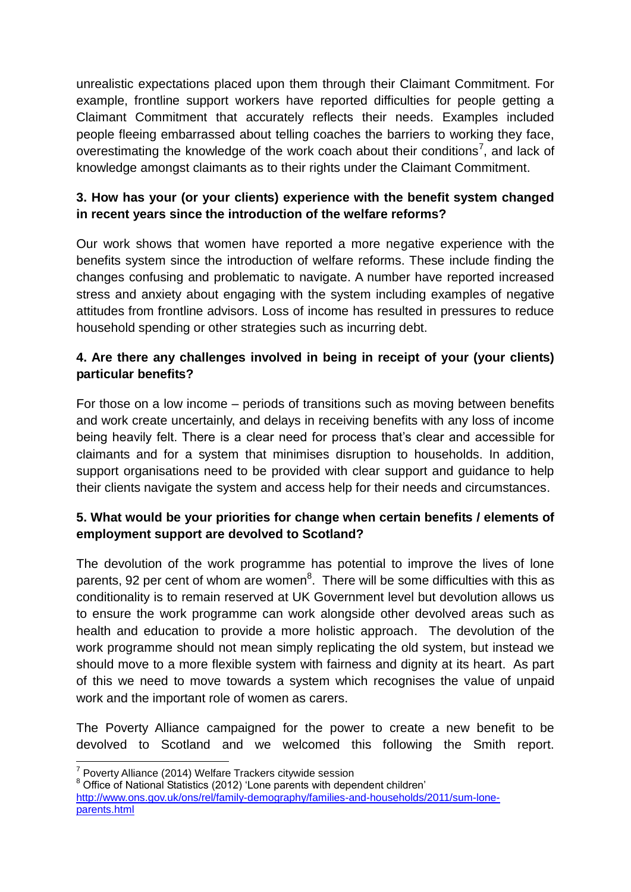unrealistic expectations placed upon them through their Claimant Commitment. For example, frontline support workers have reported difficulties for people getting a Claimant Commitment that accurately reflects their needs. Examples included people fleeing embarrassed about telling coaches the barriers to working they face, overestimating the knowledge of the work coach about their conditions[7], and lack of knowledge amongst claimants as to their rights under the Claimant Commitment.

**3. How has your (or your clients) experience with the benefit system changed in recent years since the introduction of the welfare reforms?**

Our work shows that women have reported a more negative experience with the benefits system since the introduction of welfare reforms. These include finding the changes confusing and problematic to navigate. A number have reported increased stress and anxiety about engaging with the system including examples of negative attitudes from frontline advisors. Loss of income has resulted in pressures to reduce household spending or other strategies such as incurring debt.

**4. Are there any challenges involved in being in receipt of your (your clients) particular benefits?**

For those on a low income – periods of transitions such as moving between benefits and work create uncertainly, and delays in receiving benefits with any loss of income being heavily felt. There is a clear need for process that's clear and accessible for claimants and for a system that minimises disruption to households. In addition, support organisations need to be provided with clear support and guidance to help their clients navigate the system and access help for their needs and circumstances.

**5. What would be your priorities for change when certain benefits / elements of employment support are devolved to Scotland?**

The devolution of the work programme has potential to improve the lives of lone parents, 92 per cent of whom are women[8]. There will be some difficulties with this as conditionality is to remain reserved at UK Government level but devolution allows us to ensure the work programme can work alongside other devolved areas such as health and education to provide a more holistic approach. The devolution of the work programme should not mean simply replicating the old system, but instead we should move to a more flexible system with fairness and dignity at its heart. As part of this we need to move towards a system which recognises the value of unpaid work and the important role of women as carers.

The Poverty Alliance campaigned for the power to create a new benefit to be devolved to Scotland and we welcomed this following the Smith report.

---

[7] Poverty Alliance (2014) Welfare Trackers citywide session

[8] Office of National Statistics (2012) 'Lone parents with dependent children' http://www.ons.gov.uk/ons/rel/family-demography/families-and-households/2011/sum-lone-parents.html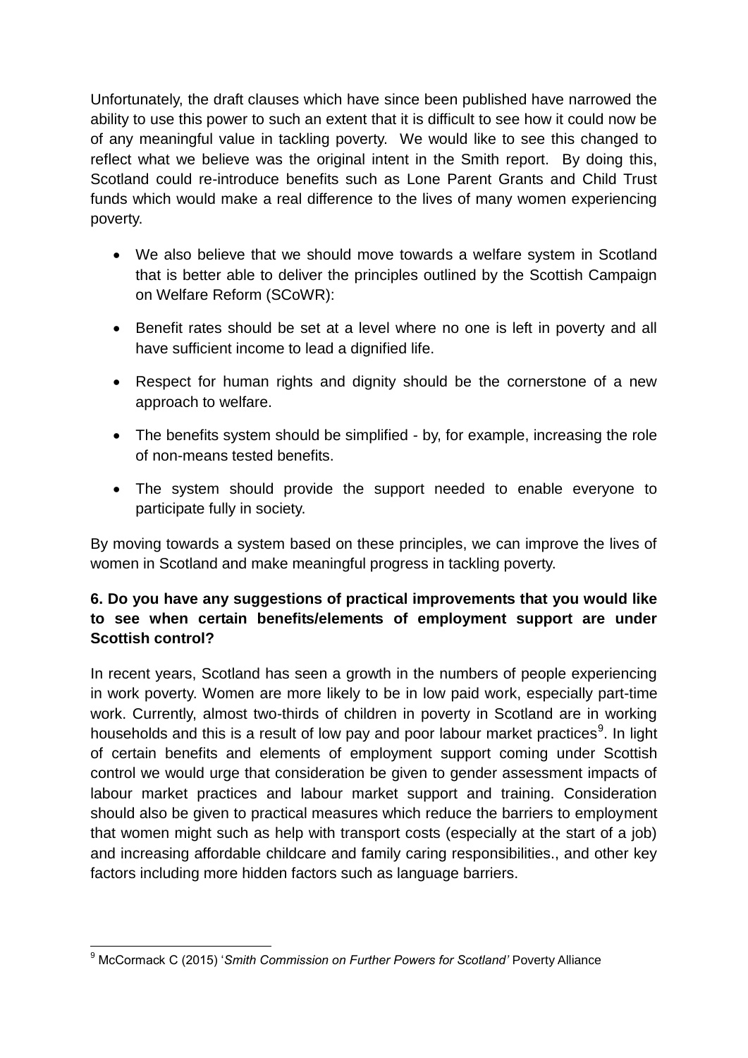Unfortunately, the draft clauses which have since been published have narrowed the ability to use this power to such an extent that it is difficult to see how it could now be of any meaningful value in tackling poverty. We would like to see this changed to reflect what we believe was the original intent in the Smith report. By doing this, Scotland could re-introduce benefits such as Lone Parent Grants and Child Trust funds which would make a real difference to the lives of many women experiencing poverty.

- We also believe that we should move towards a welfare system in Scotland that is better able to deliver the principles outlined by the Scottish Campaign on Welfare Reform (SCoWR):
- Benefit rates should be set at a level where no one is left in poverty and all have sufficient income to lead a dignified life.
- Respect for human rights and dignity should be the cornerstone of a new approach to welfare.
- The benefits system should be simplified - by, for example, increasing the role of non-means tested benefits.
- The system should provide the support needed to enable everyone to participate fully in society.

By moving towards a system based on these principles, we can improve the lives of women in Scotland and make meaningful progress in tackling poverty.

**6. Do you have any suggestions of practical improvements that you would like to see when certain benefits/elements of employment support are under Scottish control?**

In recent years, Scotland has seen a growth in the numbers of people experiencing in work poverty. Women are more likely to be in low paid work, especially part-time work. Currently, almost two-thirds of children in poverty in Scotland are in working households and this is a result of low pay and poor labour market practices[9]. In light of certain benefits and elements of employment support coming under Scottish control we would urge that consideration be given to gender assessment impacts of labour market practices and labour market support and training. Consideration should also be given to practical measures which reduce the barriers to employment that women might such as help with transport costs (especially at the start of a job) and increasing affordable childcare and family caring responsibilities., and other key factors including more hidden factors such as language barriers.

---

[9] McCormack C (2015) '*Smith Commission on Further Powers for Scotland'* Poverty Alliance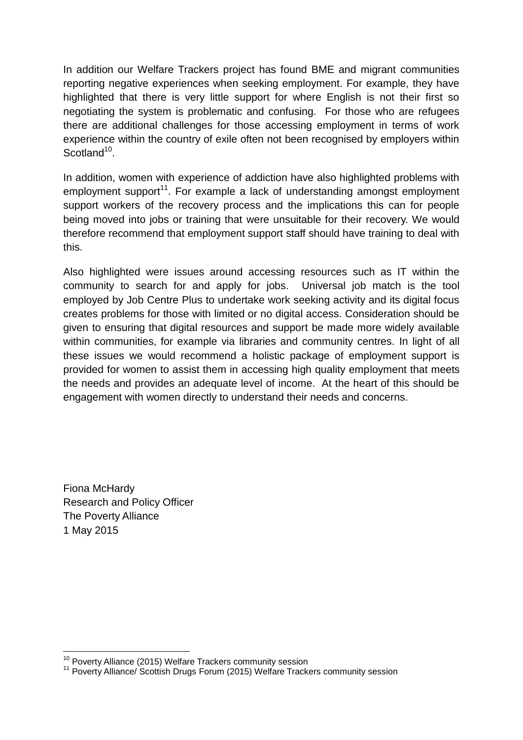In addition our Welfare Trackers project has found BME and migrant communities reporting negative experiences when seeking employment. For example, they have highlighted that there is very little support for where English is not their first so negotiating the system is problematic and confusing. For those who are refugees there are additional challenges for those accessing employment in terms of work experience within the country of exile often not been recognised by employers within Scotland[10].

In addition, women with experience of addiction have also highlighted problems with employment support[11]. For example a lack of understanding amongst employment support workers of the recovery process and the implications this can for people being moved into jobs or training that were unsuitable for their recovery. We would therefore recommend that employment support staff should have training to deal with this.

Also highlighted were issues around accessing resources such as IT within the community to search for and apply for jobs. Universal job match is the tool employed by Job Centre Plus to undertake work seeking activity and its digital focus creates problems for those with limited or no digital access. Consideration should be given to ensuring that digital resources and support be made more widely available within communities, for example via libraries and community centres. In light of all these issues we would recommend a holistic package of employment support is provided for women to assist them in accessing high quality employment that meets the needs and provides an adequate level of income. At the heart of this should be engagement with women directly to understand their needs and concerns.

Fiona McHardy
Research and Policy Officer
The Poverty Alliance
1 May 2015

[10] Poverty Alliance (2015) Welfare Trackers community session
[11] Poverty Alliance/ Scottish Drugs Forum (2015) Welfare Trackers community session